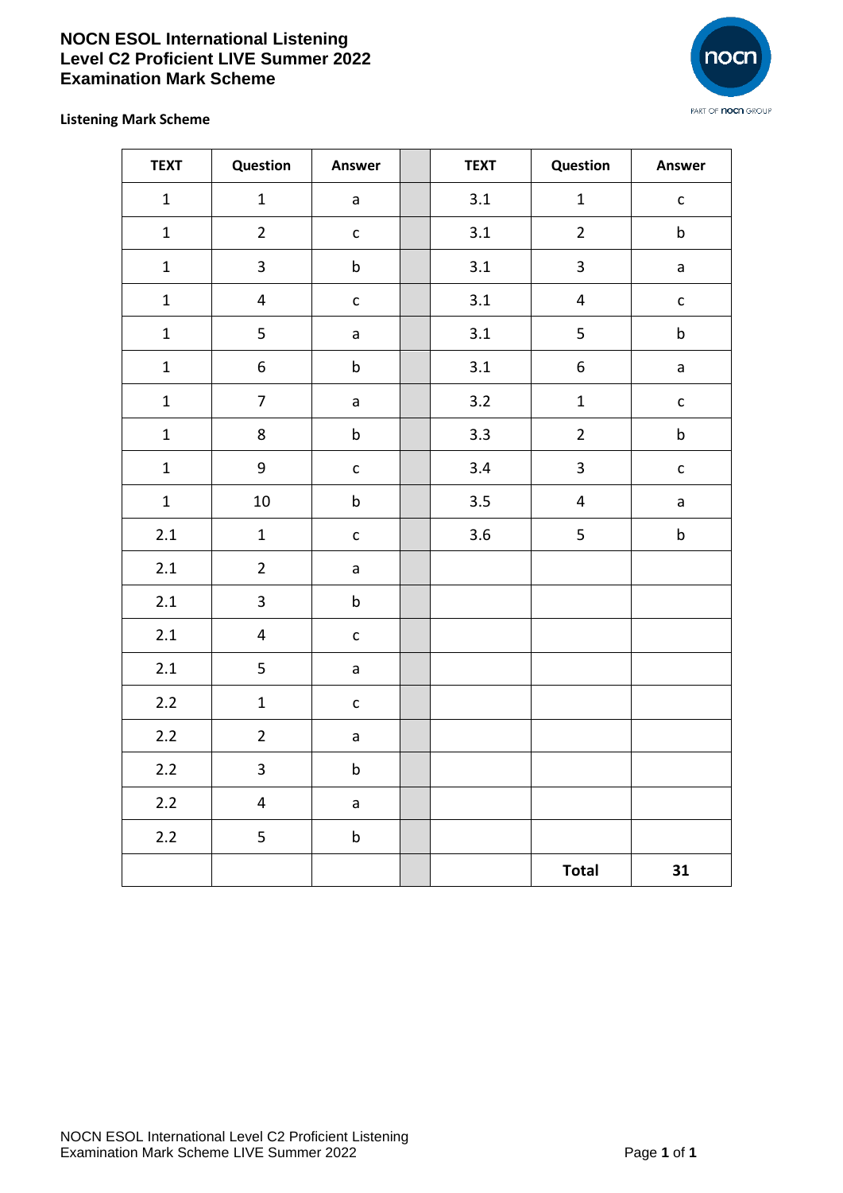# NOCN ESOL International Listening Level C2 Proficient LIVE Summer 2022 Examination Mark Scheme

**Listening Mark Scheme**

| TEXT | Question | Answer | | TEXT | Question | Answer |
|---|---|---|---|---|---|---|
| 1 | 1 | a | | 3.1 | 1 | c |
| 1 | 2 | c | | 3.1 | 2 | b |
| 1 | 3 | b | | 3.1 | 3 | a |
| 1 | 4 | c | | 3.1 | 4 | c |
| 1 | 5 | a | | 3.1 | 5 | b |
| 1 | 6 | b | | 3.1 | 6 | a |
| 1 | 7 | a | | 3.2 | 1 | c |
| 1 | 8 | b | | 3.3 | 2 | b |
| 1 | 9 | c | | 3.4 | 3 | c |
| 1 | 10 | b | | 3.5 | 4 | a |
| 2.1 | 1 | c | | 3.6 | 5 | b |
| 2.1 | 2 | a | | | | |
| 2.1 | 3 | b | | | | |
| 2.1 | 4 | c | | | | |
| 2.1 | 5 | a | | | | |
| 2.2 | 1 | c | | | | |
| 2.2 | 2 | a | | | | |
| 2.2 | 3 | b | | | | |
| 2.2 | 4 | a | | | | |
| 2.2 | 5 | b | | | | |
| | | | | | **Total** | **31** |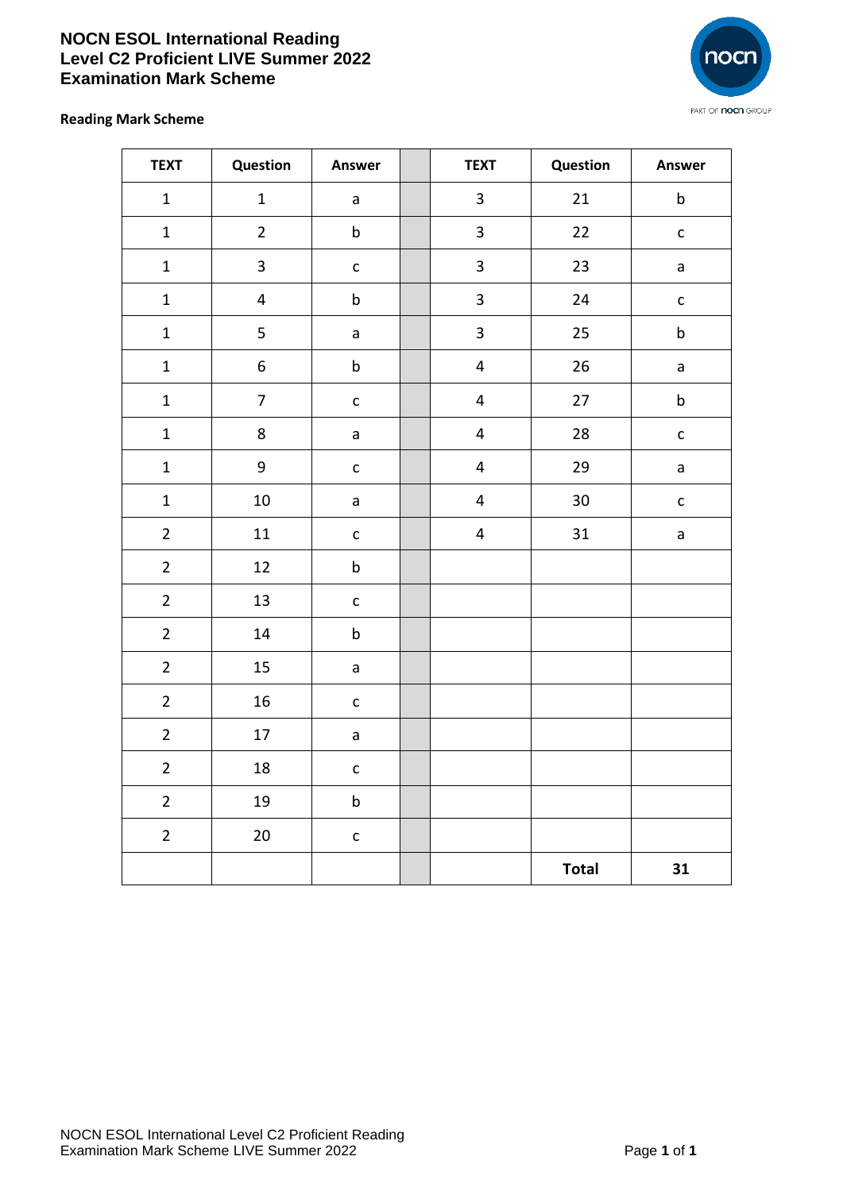# NOCN ESOL International Reading
# Level C2 Proficient LIVE Summer 2022
# Examination Mark Scheme

**Reading Mark Scheme**

| TEXT | Question | Answer | | TEXT | Question | Answer |
|---|---|---|---|---|---|---|
| 1 | 1 | a | | 3 | 21 | b |
| 1 | 2 | b | | 3 | 22 | c |
| 1 | 3 | c | | 3 | 23 | a |
| 1 | 4 | b | | 3 | 24 | c |
| 1 | 5 | a | | 3 | 25 | b |
| 1 | 6 | b | | 4 | 26 | a |
| 1 | 7 | c | | 4 | 27 | b |
| 1 | 8 | a | | 4 | 28 | c |
| 1 | 9 | c | | 4 | 29 | a |
| 1 | 10 | a | | 4 | 30 | c |
| 2 | 11 | c | | 4 | 31 | a |
| 2 | 12 | b | | | | |
| 2 | 13 | c | | | | |
| 2 | 14 | b | | | | |
| 2 | 15 | a | | | | |
| 2 | 16 | c | | | | |
| 2 | 17 | a | | | | |
| 2 | 18 | c | | | | |
| 2 | 19 | b | | | | |
| 2 | 20 | c | | | | |
| | | | | | **Total** | **31** |